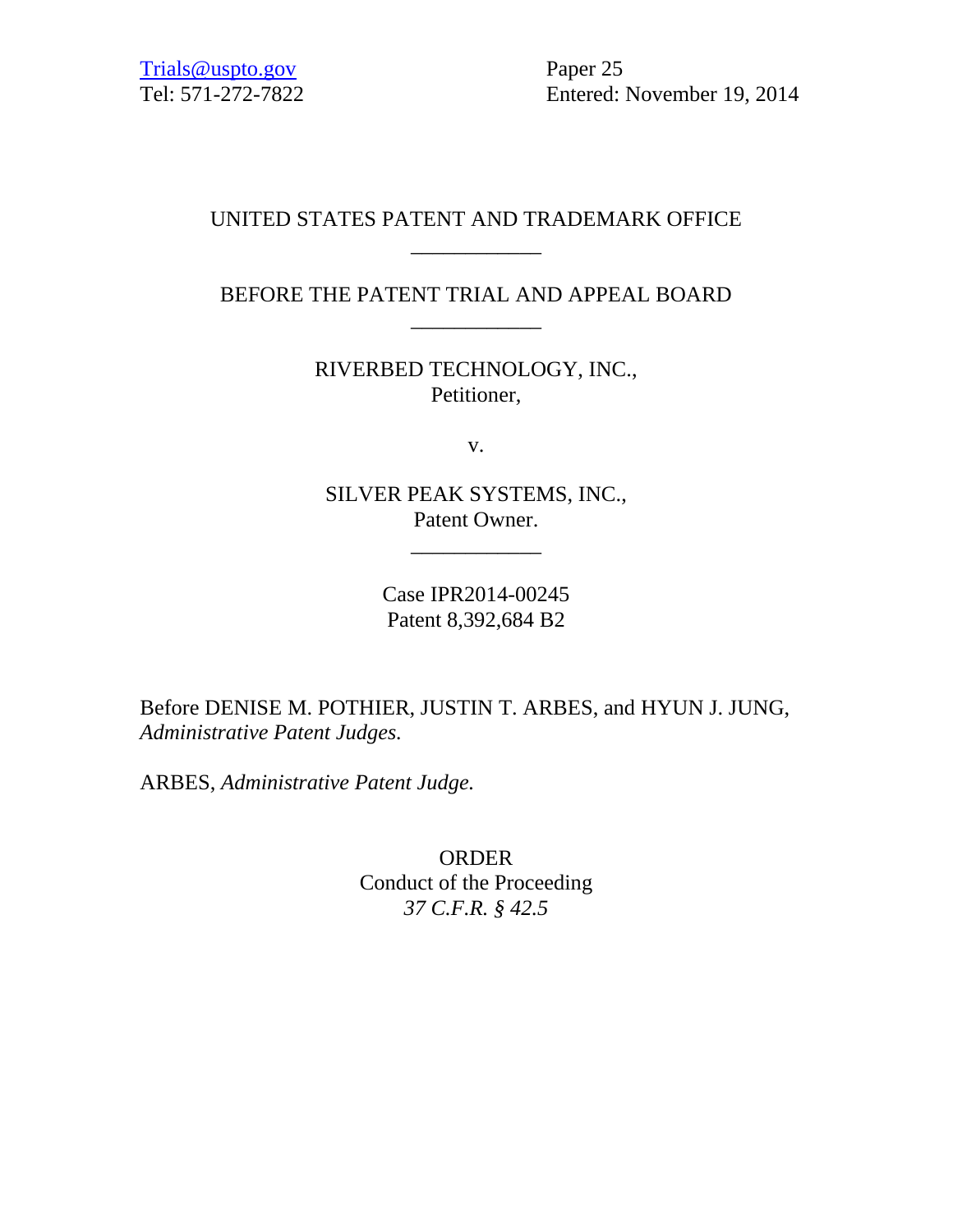Trials@uspto.gov
Tel: 571-272-7822

Paper 25
Entered: November 19, 2014

UNITED STATES PATENT AND TRADEMARK OFFICE

\_\_\_\_\_\_\_\_\_\_\_\_

BEFORE THE PATENT TRIAL AND APPEAL BOARD

\_\_\_\_\_\_\_\_\_\_\_\_

RIVERBED TECHNOLOGY, INC.,
Petitioner,

v.

SILVER PEAK SYSTEMS, INC.,
Patent Owner.

\_\_\_\_\_\_\_\_\_\_\_\_

Case IPR2014-00245
Patent 8,392,684 B2

Before DENISE M. POTHIER, JUSTIN T. ARBES, and HYUN J. JUNG, *Administrative Patent Judges.*

ARBES, *Administrative Patent Judge.*

ORDER
Conduct of the Proceeding
*37 C.F.R. § 42.5*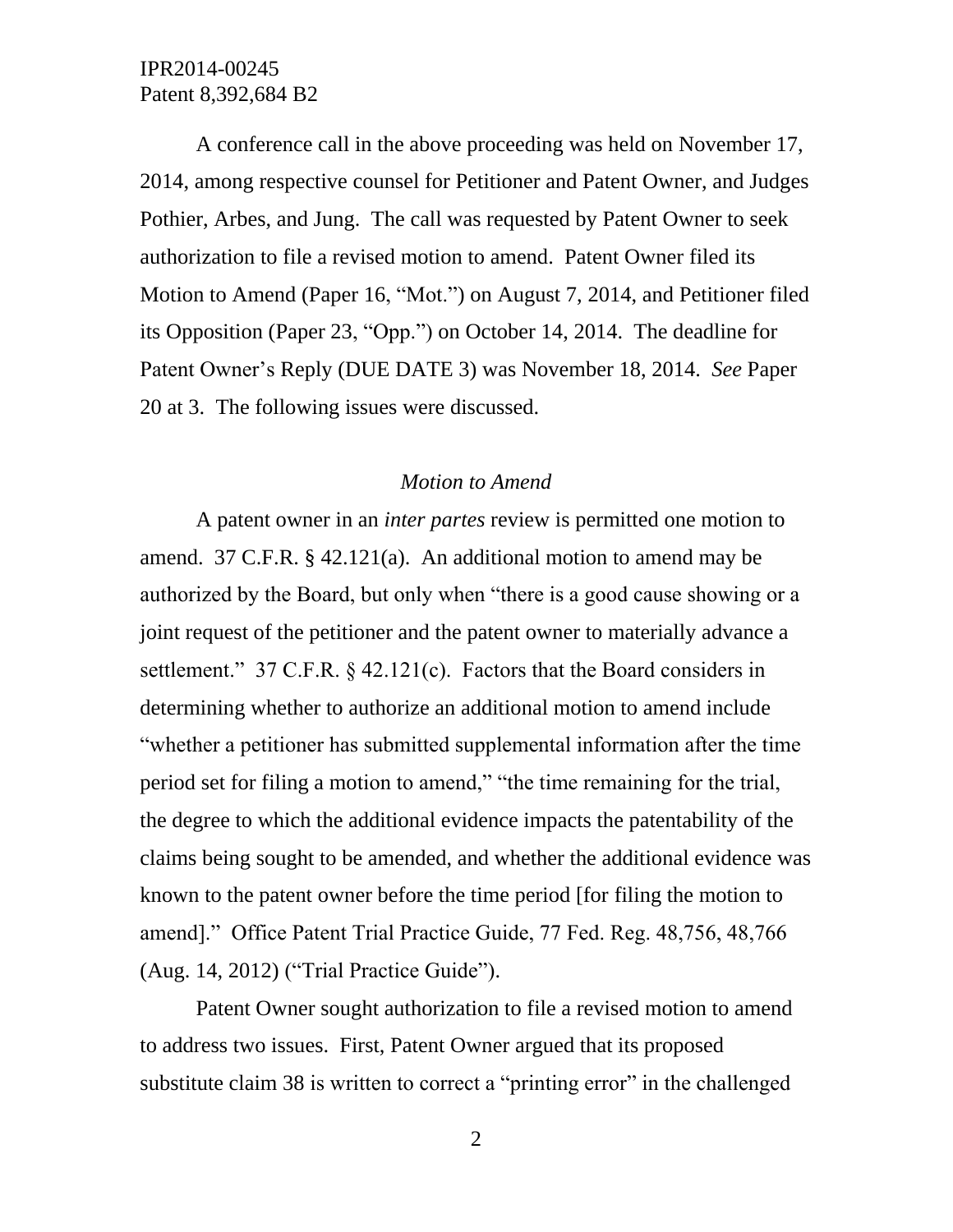A conference call in the above proceeding was held on November 17, 2014, among respective counsel for Petitioner and Patent Owner, and Judges Pothier, Arbes, and Jung. The call was requested by Patent Owner to seek authorization to file a revised motion to amend. Patent Owner filed its Motion to Amend (Paper 16, "Mot.") on August 7, 2014, and Petitioner filed its Opposition (Paper 23, "Opp.") on October 14, 2014. The deadline for Patent Owner's Reply (DUE DATE 3) was November 18, 2014. *See* Paper 20 at 3. The following issues were discussed.

### *Motion to Amend*

A patent owner in an *inter partes* review is permitted one motion to amend. 37 C.F.R. § 42.121(a). An additional motion to amend may be authorized by the Board, but only when "there is a good cause showing or a joint request of the petitioner and the patent owner to materially advance a settlement." 37 C.F.R. § 42.121(c). Factors that the Board considers in determining whether to authorize an additional motion to amend include "whether a petitioner has submitted supplemental information after the time period set for filing a motion to amend," "the time remaining for the trial, the degree to which the additional evidence impacts the patentability of the claims being sought to be amended, and whether the additional evidence was known to the patent owner before the time period [for filing the motion to amend]." Office Patent Trial Practice Guide, 77 Fed. Reg. 48,756, 48,766 (Aug. 14, 2012) ("Trial Practice Guide").

Patent Owner sought authorization to file a revised motion to amend to address two issues. First, Patent Owner argued that its proposed substitute claim 38 is written to correct a "printing error" in the challenged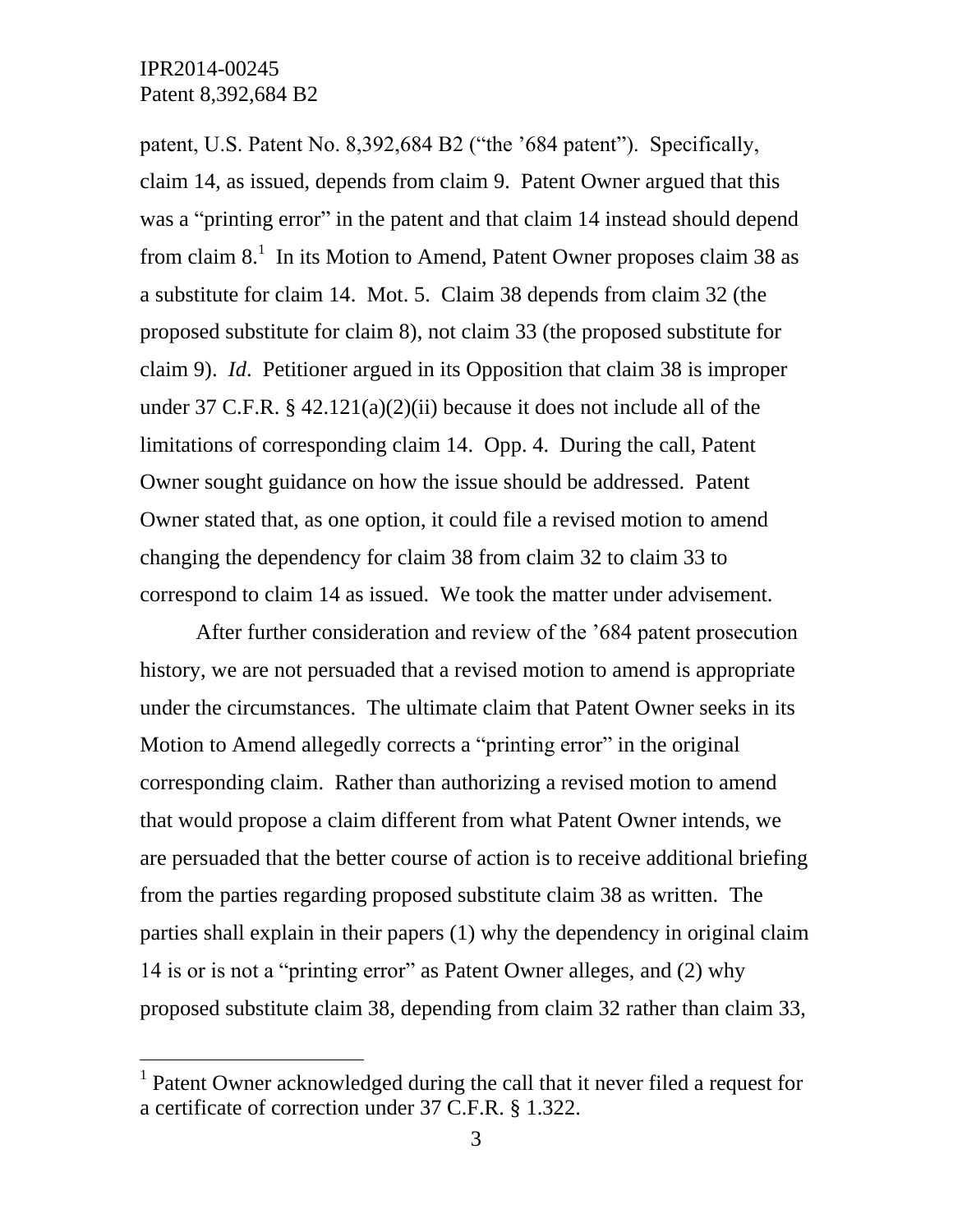patent, U.S. Patent No. 8,392,684 B2 ("the '684 patent"). Specifically, claim 14, as issued, depends from claim 9. Patent Owner argued that this was a "printing error" in the patent and that claim 14 instead should depend from claim 8.[1] In its Motion to Amend, Patent Owner proposes claim 38 as a substitute for claim 14. Mot. 5. Claim 38 depends from claim 32 (the proposed substitute for claim 8), not claim 33 (the proposed substitute for claim 9). *Id*. Petitioner argued in its Opposition that claim 38 is improper under 37 C.F.R. § 42.121(a)(2)(ii) because it does not include all of the limitations of corresponding claim 14. Opp. 4. During the call, Patent Owner sought guidance on how the issue should be addressed. Patent Owner stated that, as one option, it could file a revised motion to amend changing the dependency for claim 38 from claim 32 to claim 33 to correspond to claim 14 as issued. We took the matter under advisement.

After further consideration and review of the '684 patent prosecution history, we are not persuaded that a revised motion to amend is appropriate under the circumstances. The ultimate claim that Patent Owner seeks in its Motion to Amend allegedly corrects a "printing error" in the original corresponding claim. Rather than authorizing a revised motion to amend that would propose a claim different from what Patent Owner intends, we are persuaded that the better course of action is to receive additional briefing from the parties regarding proposed substitute claim 38 as written. The parties shall explain in their papers (1) why the dependency in original claim 14 is or is not a "printing error" as Patent Owner alleges, and (2) why proposed substitute claim 38, depending from claim 32 rather than claim 33,

[1] Patent Owner acknowledged during the call that it never filed a request for a certificate of correction under 37 C.F.R. § 1.322.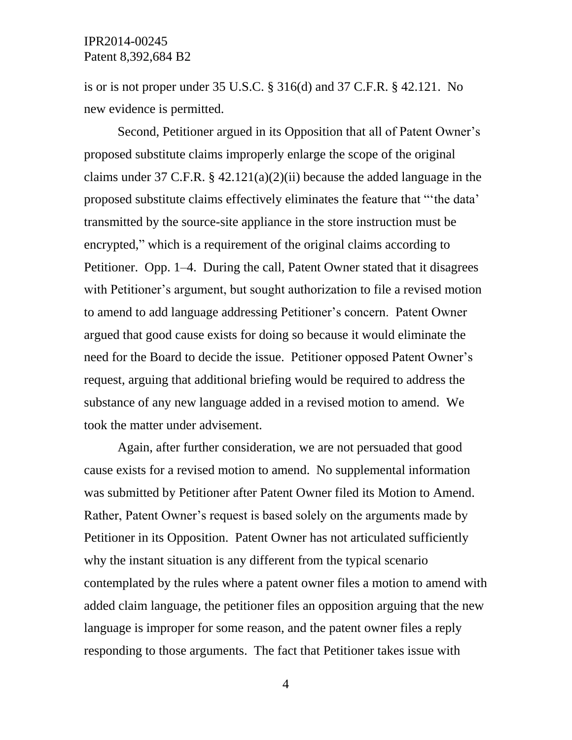is or is not proper under 35 U.S.C. § 316(d) and 37 C.F.R. § 42.121. No new evidence is permitted.

Second, Petitioner argued in its Opposition that all of Patent Owner's proposed substitute claims improperly enlarge the scope of the original claims under 37 C.F.R. § 42.121(a)(2)(ii) because the added language in the proposed substitute claims effectively eliminates the feature that "'the data' transmitted by the source-site appliance in the store instruction must be encrypted," which is a requirement of the original claims according to Petitioner. Opp. 1–4. During the call, Patent Owner stated that it disagrees with Petitioner's argument, but sought authorization to file a revised motion to amend to add language addressing Petitioner's concern. Patent Owner argued that good cause exists for doing so because it would eliminate the need for the Board to decide the issue. Petitioner opposed Patent Owner's request, arguing that additional briefing would be required to address the substance of any new language added in a revised motion to amend. We took the matter under advisement.

Again, after further consideration, we are not persuaded that good cause exists for a revised motion to amend. No supplemental information was submitted by Petitioner after Patent Owner filed its Motion to Amend. Rather, Patent Owner's request is based solely on the arguments made by Petitioner in its Opposition. Patent Owner has not articulated sufficiently why the instant situation is any different from the typical scenario contemplated by the rules where a patent owner files a motion to amend with added claim language, the petitioner files an opposition arguing that the new language is improper for some reason, and the patent owner files a reply responding to those arguments. The fact that Petitioner takes issue with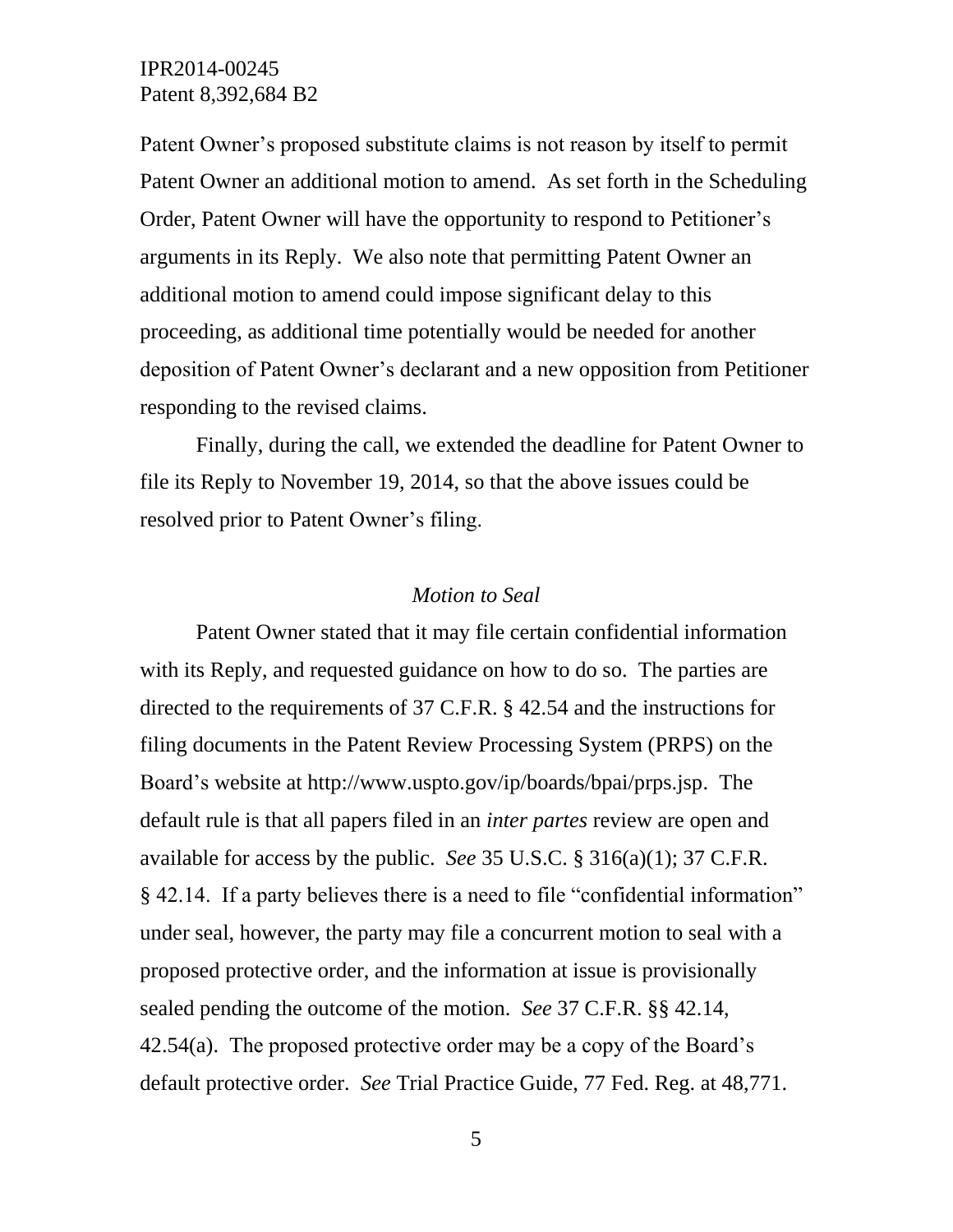Patent Owner's proposed substitute claims is not reason by itself to permit Patent Owner an additional motion to amend. As set forth in the Scheduling Order, Patent Owner will have the opportunity to respond to Petitioner's arguments in its Reply. We also note that permitting Patent Owner an additional motion to amend could impose significant delay to this proceeding, as additional time potentially would be needed for another deposition of Patent Owner's declarant and a new opposition from Petitioner responding to the revised claims.

Finally, during the call, we extended the deadline for Patent Owner to file its Reply to November 19, 2014, so that the above issues could be resolved prior to Patent Owner's filing.

*Motion to Seal*

Patent Owner stated that it may file certain confidential information with its Reply, and requested guidance on how to do so. The parties are directed to the requirements of 37 C.F.R. § 42.54 and the instructions for filing documents in the Patent Review Processing System (PRPS) on the Board's website at http://www.uspto.gov/ip/boards/bpai/prps.jsp. The default rule is that all papers filed in an *inter partes* review are open and available for access by the public. *See* 35 U.S.C. § 316(a)(1); 37 C.F.R. § 42.14. If a party believes there is a need to file "confidential information" under seal, however, the party may file a concurrent motion to seal with a proposed protective order, and the information at issue is provisionally sealed pending the outcome of the motion. *See* 37 C.F.R. §§ 42.14, 42.54(a). The proposed protective order may be a copy of the Board's default protective order. *See* Trial Practice Guide, 77 Fed. Reg. at 48,771.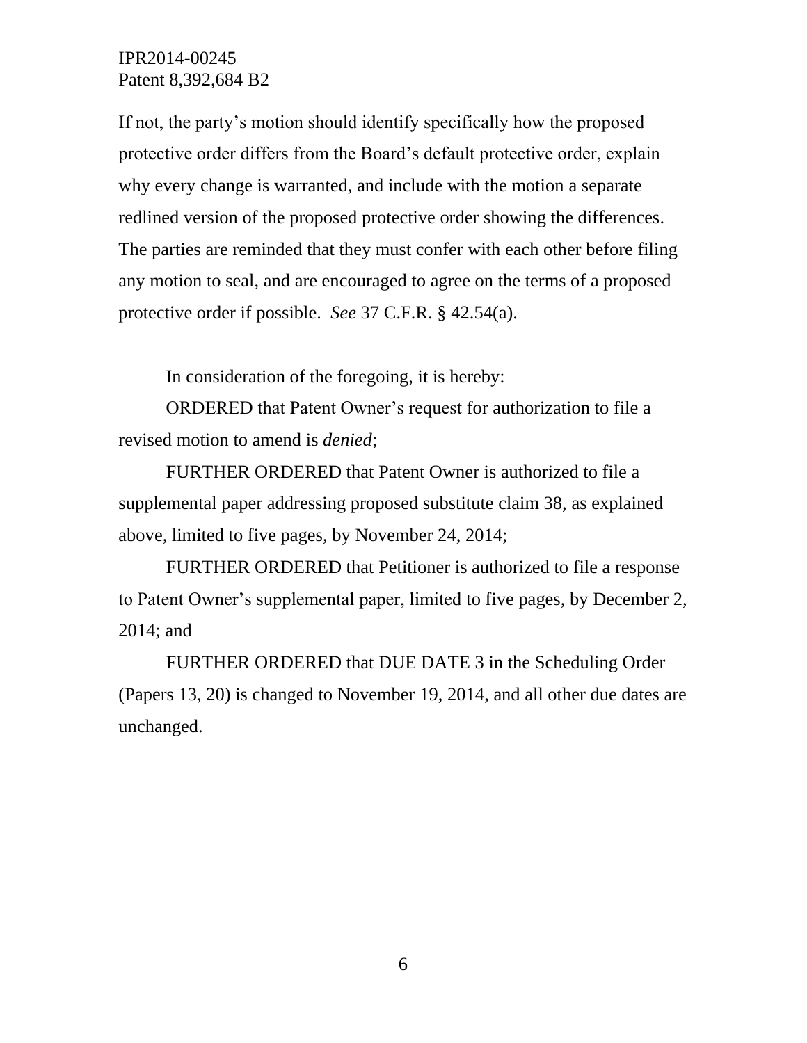If not, the party's motion should identify specifically how the proposed protective order differs from the Board's default protective order, explain why every change is warranted, and include with the motion a separate redlined version of the proposed protective order showing the differences. The parties are reminded that they must confer with each other before filing any motion to seal, and are encouraged to agree on the terms of a proposed protective order if possible. *See* 37 C.F.R. § 42.54(a).

In consideration of the foregoing, it is hereby:

ORDERED that Patent Owner's request for authorization to file a revised motion to amend is *denied*;

FURTHER ORDERED that Patent Owner is authorized to file a supplemental paper addressing proposed substitute claim 38, as explained above, limited to five pages, by November 24, 2014;

FURTHER ORDERED that Petitioner is authorized to file a response to Patent Owner's supplemental paper, limited to five pages, by December 2, 2014; and

FURTHER ORDERED that DUE DATE 3 in the Scheduling Order (Papers 13, 20) is changed to November 19, 2014, and all other due dates are unchanged.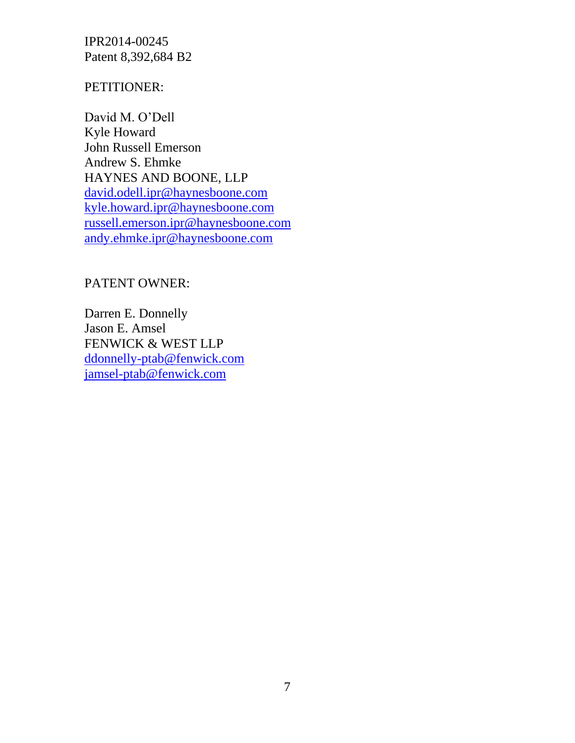IPR2014-00245
Patent 8,392,684 B2

PETITIONER:

David M. O'Dell
Kyle Howard
John Russell Emerson
Andrew S. Ehmke
HAYNES AND BOONE, LLP
david.odell.ipr@haynesboone.com
kyle.howard.ipr@haynesboone.com
russell.emerson.ipr@haynesboone.com
andy.ehmke.ipr@haynesboone.com

PATENT OWNER:

Darren E. Donnelly
Jason E. Amsel
FENWICK & WEST LLP
ddonnelly-ptab@fenwick.com
jamsel-ptab@fenwick.com